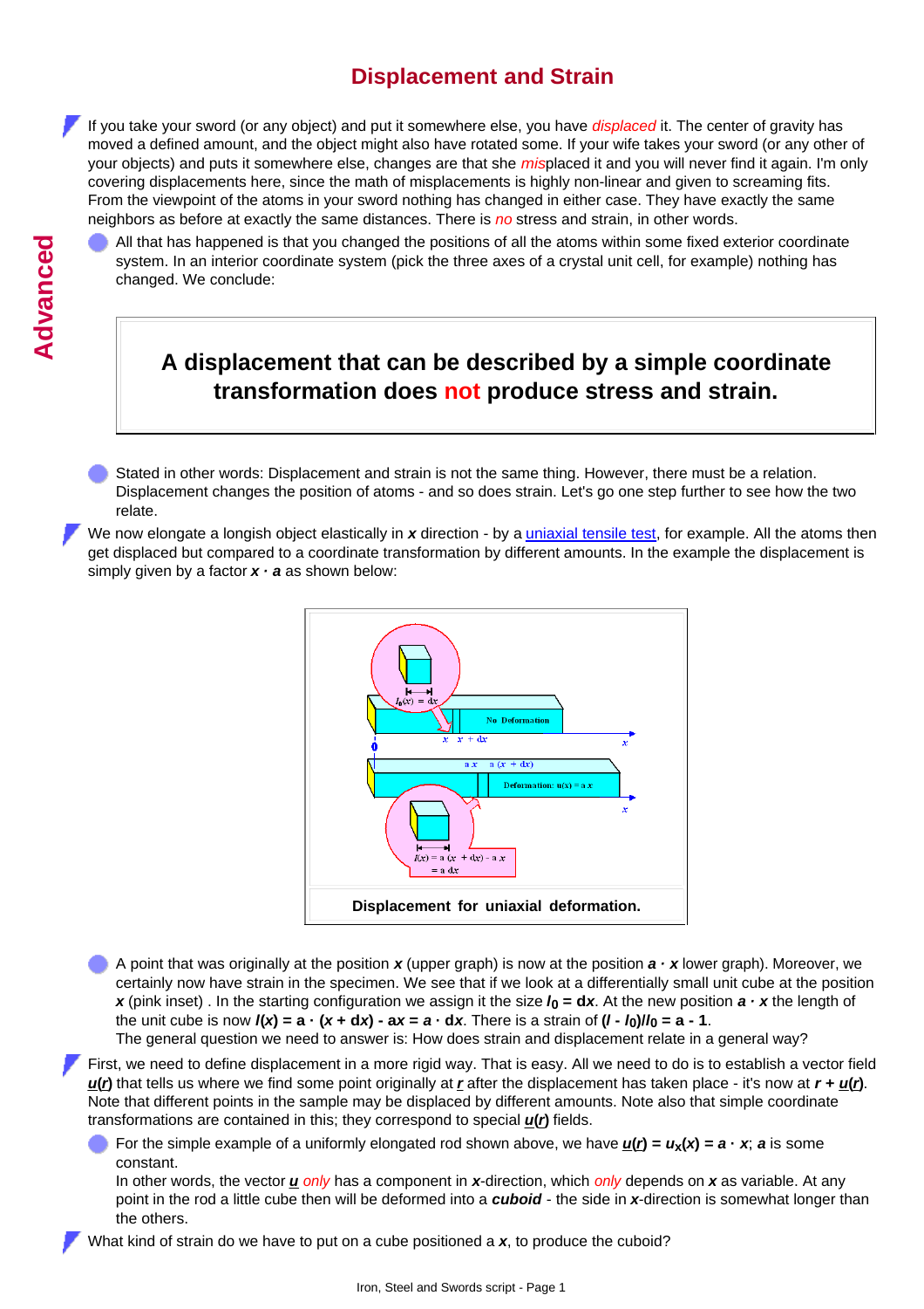# Displacement and Strain

Advanced

If you take your sword (or any object) and put it somewhere else, you have *displaced* it. The center of gravity has moved a defined amount, and the object might also have rotated some. If your wife takes your sword (or any other of your objects) and puts it somewhere else, changes are that she *mis*placed it and you will never find it again. I'm only covering displacements here, since the math of misplacements is highly non-linear and given to screaming fits. From the viewpoint of the atoms in your sword nothing has changed in either case. They have exactly the same neighbors as before at exactly the same distances. There is *no* stress and strain, in other words.

- All that has happened is that you changed the positions of all the atoms within some fixed exterior coordinate system. In an interior coordinate system (pick the three axes of a crystal unit cell, for example) nothing has changed. We conclude:

> **A displacement that can be described by a simple coordinate transformation does not produce stress and strain.**

- Stated in other words: Displacement and strain is not the same thing. However, there must be a relation. Displacement changes the position of atoms - and so does strain. Let's go one step further to see how the two relate.

We now elongate a longish object elastically in $x$ direction - by a uniaxial tensile test, for example. All the atoms then get displaced but compared to a coordinate transformation by different amounts. In the example the displacement is simply given by a factor $x \cdot a$ as shown below:

**Displacement for uniaxial deformation.**

- A point that was originally at the position $x$ (upper graph) is now at the position $a \cdot x$ lower graph). Moreover, we certainly now have strain in the specimen. We see that if we look at a differentially small unit cube at the position $x$ (pink inset) . In the starting configuration we assign it the size $l_0 = dx$. At the new position $a \cdot x$ the length of the unit cube is now $l(x) = a \cdot (x + dx) - ax = a \cdot dx$. There is a strain of $(l - l_0)/l_0 = a - 1$.
  The general question we need to answer is: How does strain and displacement relate in a general way?

First, we need to define displacement in a more rigid way. That is easy. All we need to do is to establish a vector field $\underline{u}(\underline{r})$ that tells us where we find some point originally at $\underline{r}$ after the displacement has taken place - it's now at $\underline{r} + \underline{u}(\underline{r})$. Note that different points in the sample may be displaced by different amounts. Note also that simple coordinate transformations are contained in this; they correspond to special $\underline{u}(\underline{r})$ fields.

- For the simple example of a uniformly elongated rod shown above, we have $\underline{u}(\underline{r}) = u_x(x) = a \cdot x$; $a$ is some constant.
  In other words, the vector $\underline{u}$ *only* has a component in $x$-direction, which *only* depends on $x$ as variable. At any point in the rod a little cube then will be deformed into a ***cuboid*** - the side in $x$-direction is somewhat longer than the others.

What kind of strain do we have to put on a cube positioned a $x$, to produce the cuboid?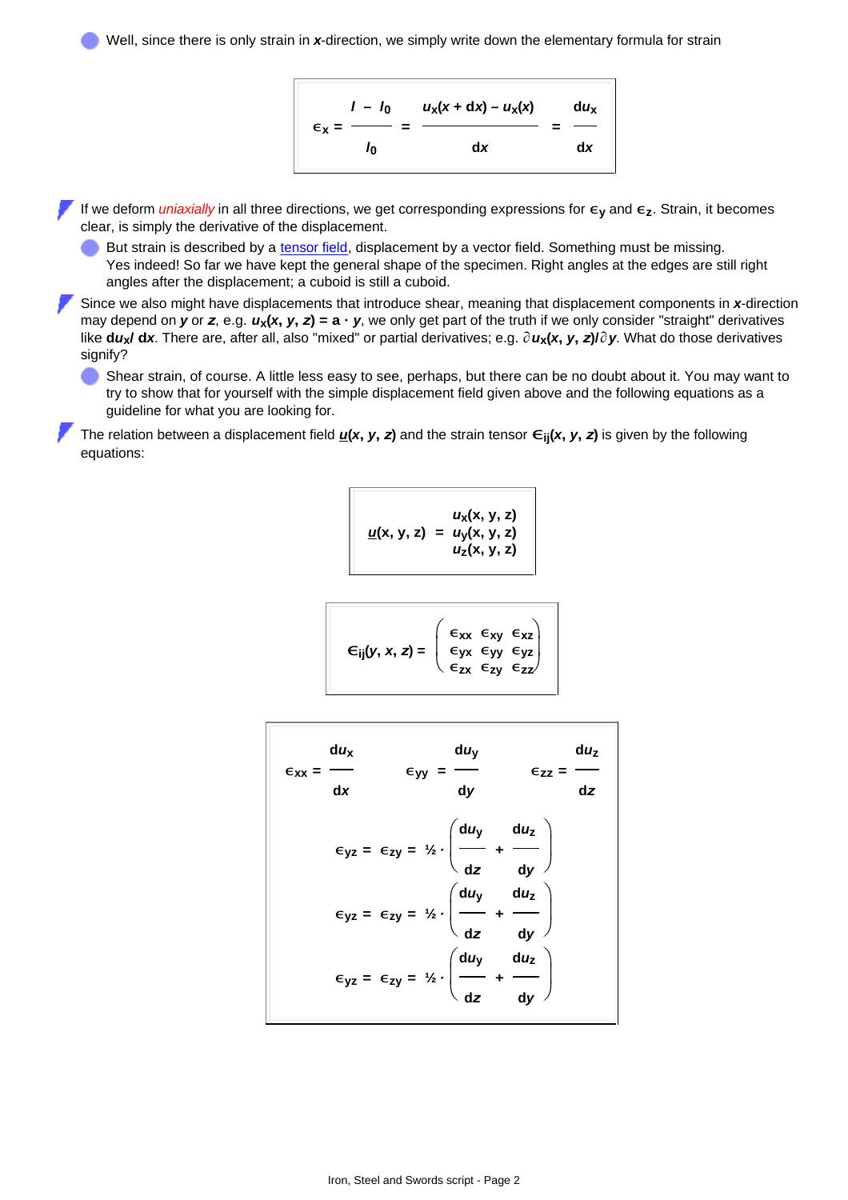- Well, since there is only strain in ***x***-direction, we simply write down the elementary formula for strain

$$\epsilon_x = \frac{l - l_0}{l_0} = \frac{u_x(x + dx) - u_x(x)}{dx} = \frac{du_x}{dx}$$

- If we deform *uniaxially* in all three directions, we get corresponding expressions for $\epsilon_y$ and $\epsilon_z$. Strain, it becomes clear, is simply the derivative of the displacement.
  - But strain is described by a tensor field, displacement by a vector field. Something must be missing. Yes indeed! So far we have kept the general shape of the specimen. Right angles at the edges are still right angles after the displacement; a cuboid is still a cuboid.
- Since we also might have displacements that introduce shear, meaning that displacement components in ***x***-direction may depend on ***y*** or ***z***, e.g. $u_x(x, y, z) = a \cdot y$, we only get part of the truth if we only consider "straight" derivatives like $du_x / dx$. There are, after all, also "mixed" or partial derivatives; e.g. $\partial u_x(x, y, z)/\partial y$. What do those derivatives signify?
  - Shear strain, of course. A little less easy to see, perhaps, but there can be no doubt about it. You may want to try to show that for yourself with the simple displacement field given above and the following equations as a guideline for what you are looking for.
- The relation between a displacement field $\underline{u}(x, y, z)$ and the strain tensor $\epsilon_{ij}(x, y, z)$ is given by the following equations:

$$\underline{u}(x, y, z) = \begin{matrix} u_x(x, y, z) \\ u_y(x, y, z) \\ u_z(x, y, z) \end{matrix}$$

$$\epsilon_{ij}(y, x, z) = \begin{pmatrix} \epsilon_{xx} & \epsilon_{xy} & \epsilon_{xz} \\ \epsilon_{yx} & \epsilon_{yy} & \epsilon_{yz} \\ \epsilon_{zx} & \epsilon_{zy} & \epsilon_{zz} \end{pmatrix}$$

$$\epsilon_{xx} = \frac{du_x}{dx} \qquad \epsilon_{yy} = \frac{du_y}{dy} \qquad \epsilon_{zz} = \frac{du_z}{dz}$$

$$\epsilon_{yz} = \epsilon_{zy} = ½ \cdot \left( \frac{du_y}{dz} + \frac{du_z}{dy} \right)$$

$$\epsilon_{yz} = \epsilon_{zy} = ½ \cdot \left( \frac{du_y}{dz} + \frac{du_z}{dy} \right)$$

$$\epsilon_{yz} = \epsilon_{zy} = ½ \cdot \left( \frac{du_y}{dz} + \frac{du_z}{dy} \right)$$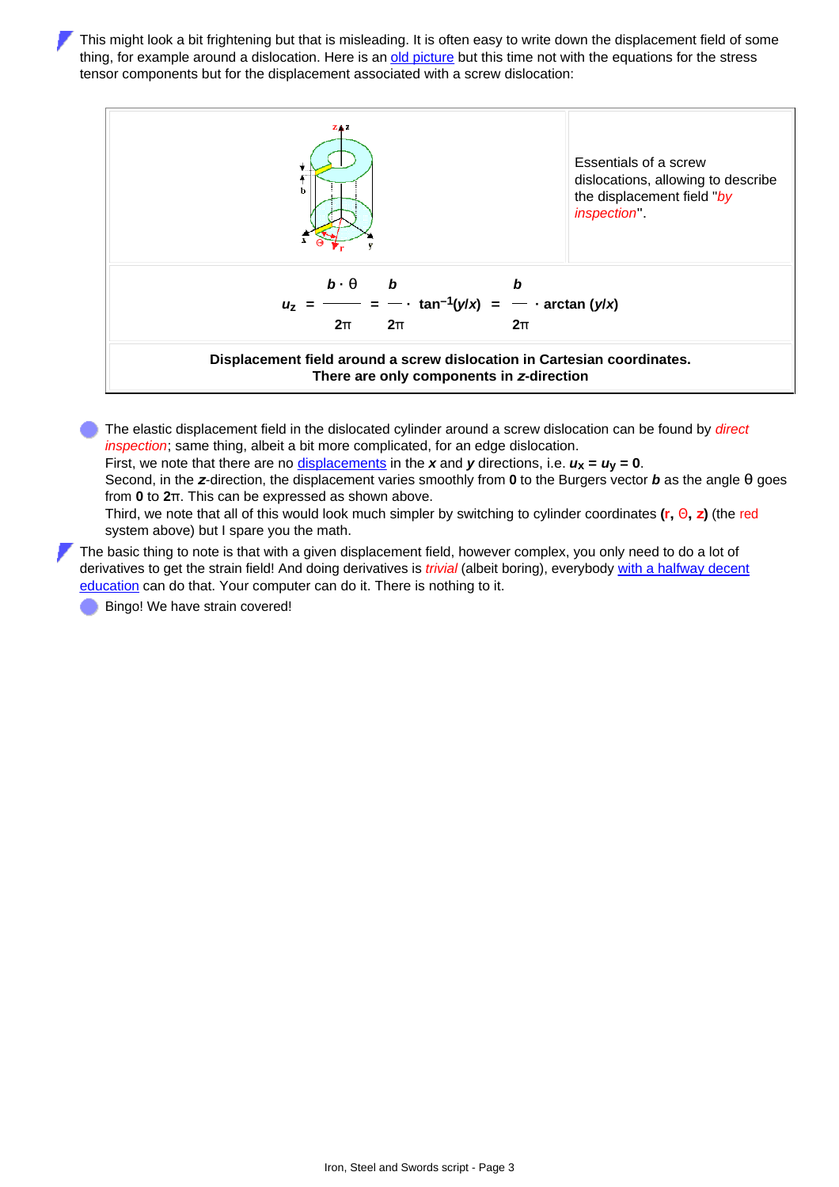This might look a bit frightening but that is misleading. It is often easy to write down the displacement field of some thing, for example around a dislocation. Here is an old picture but this time not with the equations for the stress tensor components but for the displacement associated with a screw dislocation:

Essentials of a screw dislocations, allowing to describe the displacement field "*by inspection*".

$$u_z = \frac{b \cdot \theta}{2\pi} = \frac{b}{2\pi} \cdot \tan^{-1}(y/x) = \frac{b}{2\pi} \cdot \arctan(y/x)$$

**Displacement field around a screw dislocation in Cartesian coordinates. There are only components in *z*-direction**

- The elastic displacement field in the dislocated cylinder around a screw dislocation can be found by *direct inspection*; same thing, albeit a bit more complicated, for an edge dislocation.
  First, we note that there are no displacements in the ***x*** and ***y*** directions, i.e. $u_x = u_y = 0$.
  Second, in the ***z***-direction, the displacement varies smoothly from **0** to the Burgers vector ***b*** as the angle θ goes from **0** to **2**π. This can be expressed as shown above.
  Third, we note that all of this would look much simpler by switching to cylinder coordinates **(r, Θ, z)** (the red system above) but I spare you the math.

The basic thing to note is that with a given displacement field, however complex, you only need to do a lot of derivatives to get the strain field! And doing derivatives is *trivial* (albeit boring), everybody with a halfway decent education can do that. Your computer can do it. There is nothing to it.

- Bingo! We have strain covered!